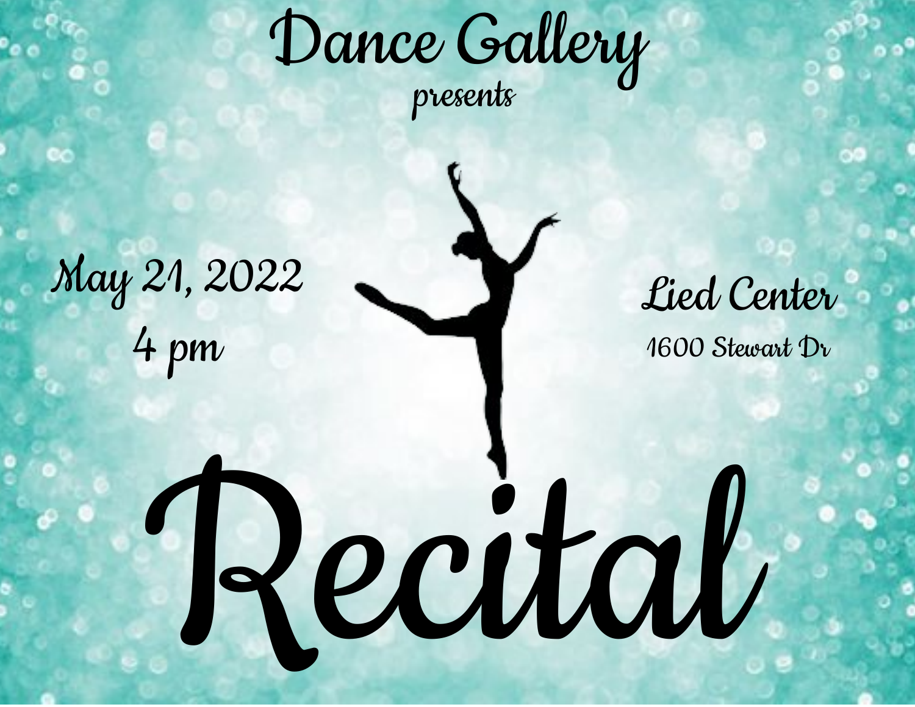# Dance Gallery

presents

May 21, 2022
4 pm

Lied Center
1600 Stewart Dr

# Recital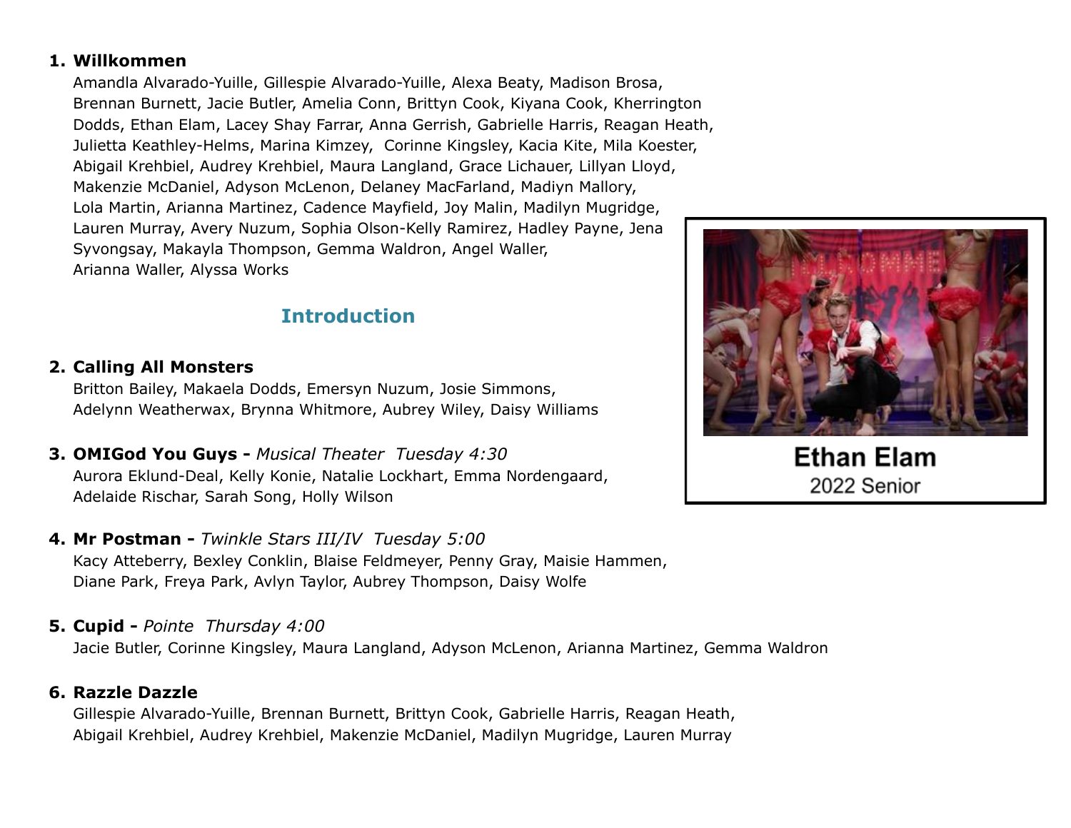1. **Willkommen**
   Amandla Alvarado-Yuille, Gillespie Alvarado-Yuille, Alexa Beaty, Madison Brosa, Brennan Burnett, Jacie Butler, Amelia Conn, Brittyn Cook, Kiyana Cook, Kherrington Dodds, Ethan Elam, Lacey Shay Farrar, Anna Gerrish, Gabrielle Harris, Reagan Heath, Julietta Keathley-Helms, Marina Kimzey, Corinne Kingsley, Kacia Kite, Mila Koester, Abigail Krehbiel, Audrey Krehbiel, Maura Langland, Grace Lichauer, Lillyan Lloyd, Makenzie McDaniel, Adyson McLenon, Delaney MacFarland, Madiyn Mallory, Lola Martin, Arianna Martinez, Cadence Mayfield, Joy Malin, Madilyn Mugridge, Lauren Murray, Avery Nuzum, Sophia Olson-Kelly Ramirez, Hadley Payne, Jena Syvongsay, Makayla Thompson, Gemma Waldron, Angel Waller, Arianna Waller, Alyssa Works

## Introduction

2. **Calling All Monsters**
   Britton Bailey, Makaela Dodds, Emersyn Nuzum, Josie Simmons, Adelynn Weatherwax, Brynna Whitmore, Aubrey Wiley, Daisy Williams

3. **OMIGod You Guys -** *Musical Theater Tuesday 4:30*
   Aurora Eklund-Deal, Kelly Konie, Natalie Lockhart, Emma Nordengaard, Adelaide Rischar, Sarah Song, Holly Wilson

4. **Mr Postman -** *Twinkle Stars III/IV Tuesday 5:00*
   Kacy Atteberry, Bexley Conklin, Blaise Feldmeyer, Penny Gray, Maisie Hammen, Diane Park, Freya Park, Avlyn Taylor, Aubrey Thompson, Daisy Wolfe

5. **Cupid -** *Pointe Thursday 4:00*
   Jacie Butler, Corinne Kingsley, Maura Langland, Adyson McLenon, Arianna Martinez, Gemma Waldron

6. **Razzle Dazzle**
   Gillespie Alvarado-Yuille, Brennan Burnett, Brittyn Cook, Gabrielle Harris, Reagan Heath, Abigail Krehbiel, Audrey Krehbiel, Makenzie McDaniel, Madilyn Mugridge, Lauren Murray

**Ethan Elam**
2022 Senior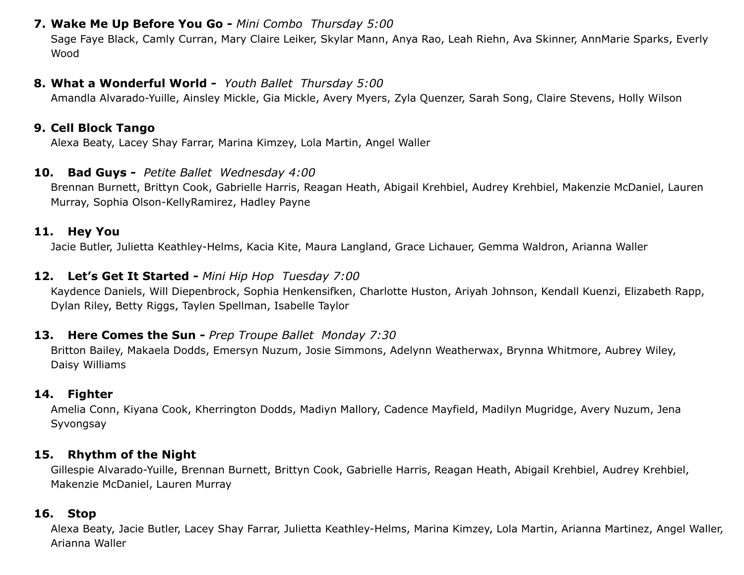7. **Wake Me Up Before You Go -** *Mini Combo  Thursday 5:00*
   Sage Faye Black, Camly Curran, Mary Claire Leiker, Skylar Mann, Anya Rao, Leah Riehn, Ava Skinner, AnnMarie Sparks, Everly Wood

8. **What a Wonderful World -** *Youth Ballet  Thursday 5:00*
   Amandla Alvarado-Yuille, Ainsley Mickle, Gia Mickle, Avery Myers, Zyla Quenzer, Sarah Song, Claire Stevens, Holly Wilson

9. **Cell Block Tango**
   Alexa Beaty, Lacey Shay Farrar, Marina Kimzey, Lola Martin, Angel Waller

10. **Bad Guys -** *Petite Ballet  Wednesday 4:00*
    Brennan Burnett, Brittyn Cook, Gabrielle Harris, Reagan Heath, Abigail Krehbiel, Audrey Krehbiel, Makenzie McDaniel, Lauren Murray, Sophia Olson-KellyRamirez, Hadley Payne

11. **Hey You**
    Jacie Butler, Julietta Keathley-Helms, Kacia Kite, Maura Langland, Grace Lichauer, Gemma Waldron, Arianna Waller

12. **Let's Get It Started -** *Mini Hip Hop  Tuesday 7:00*
    Kaydence Daniels, Will Diepenbrock, Sophia Henkensifken, Charlotte Huston, Ariyah Johnson, Kendall Kuenzi, Elizabeth Rapp, Dylan Riley, Betty Riggs, Taylen Spellman, Isabelle Taylor

13. **Here Comes the Sun -** *Prep Troupe Ballet  Monday 7:30*
    Britton Bailey, Makaela Dodds, Emersyn Nuzum, Josie Simmons, Adelynn Weatherwax, Brynna Whitmore, Aubrey Wiley, Daisy Williams

14. **Fighter**
    Amelia Conn, Kiyana Cook, Kherrington Dodds, Madiyn Mallory, Cadence Mayfield, Madilyn Mugridge, Avery Nuzum, Jena Syvongsay

15. **Rhythm of the Night**
    Gillespie Alvarado-Yuille, Brennan Burnett, Brittyn Cook, Gabrielle Harris, Reagan Heath, Abigail Krehbiel, Audrey Krehbiel, Makenzie McDaniel, Lauren Murray

16. **Stop**
    Alexa Beaty, Jacie Butler, Lacey Shay Farrar, Julietta Keathley-Helms, Marina Kimzey, Lola Martin, Arianna Martinez, Angel Waller, Arianna Waller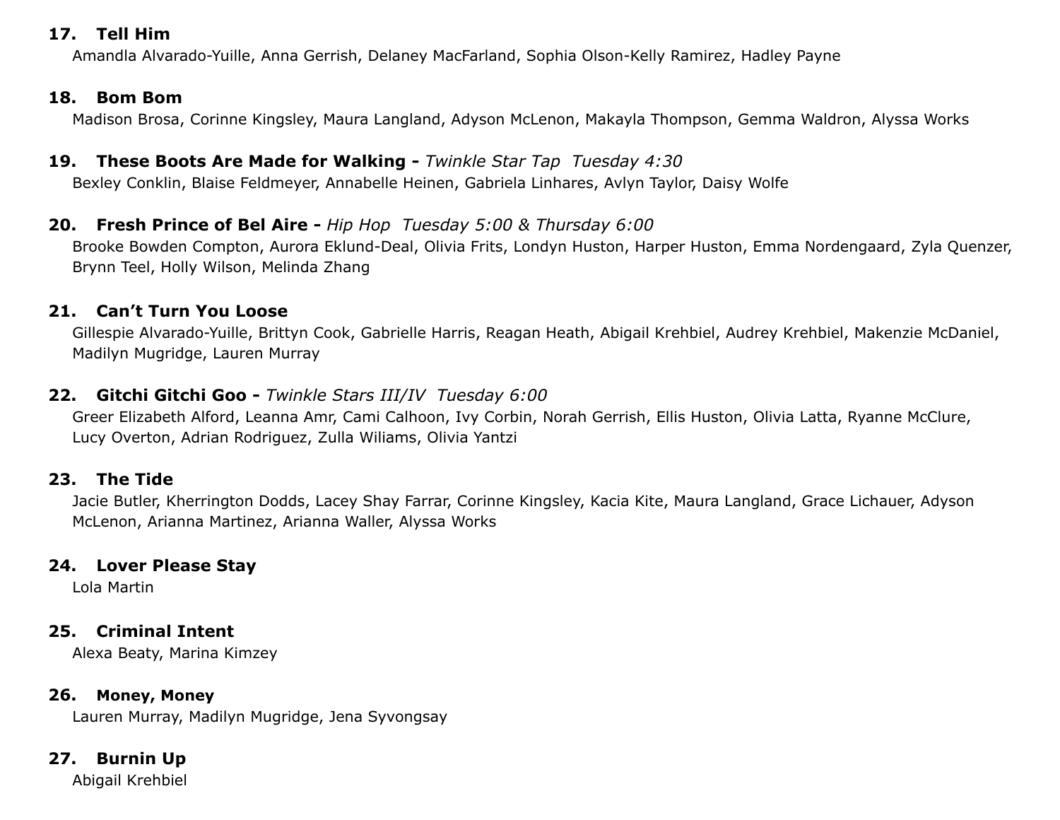**17. Tell Him**
Amandla Alvarado-Yuille, Anna Gerrish, Delaney MacFarland, Sophia Olson-Kelly Ramirez, Hadley Payne

**18. Bom Bom**
Madison Brosa, Corinne Kingsley, Maura Langland, Adyson McLenon, Makayla Thompson, Gemma Waldron, Alyssa Works

**19. These Boots Are Made for Walking -** *Twinkle Star Tap Tuesday 4:30*
Bexley Conklin, Blaise Feldmeyer, Annabelle Heinen, Gabriela Linhares, Avlyn Taylor, Daisy Wolfe

**20. Fresh Prince of Bel Aire -** *Hip Hop Tuesday 5:00 & Thursday 6:00*
Brooke Bowden Compton, Aurora Eklund-Deal, Olivia Frits, Londyn Huston, Harper Huston, Emma Nordengaard, Zyla Quenzer, Brynn Teel, Holly Wilson, Melinda Zhang

**21. Can't Turn You Loose**
Gillespie Alvarado-Yuille, Brittyn Cook, Gabrielle Harris, Reagan Heath, Abigail Krehbiel, Audrey Krehbiel, Makenzie McDaniel, Madilyn Mugridge, Lauren Murray

**22. Gitchi Gitchi Goo -** *Twinkle Stars III/IV Tuesday 6:00*
Greer Elizabeth Alford, Leanna Amr, Cami Calhoon, Ivy Corbin, Norah Gerrish, Ellis Huston, Olivia Latta, Ryanne McClure, Lucy Overton, Adrian Rodriguez, Zulla Wiliams, Olivia Yantzi

**23. The Tide**
Jacie Butler, Kherrington Dodds, Lacey Shay Farrar, Corinne Kingsley, Kacia Kite, Maura Langland, Grace Lichauer, Adyson McLenon, Arianna Martinez, Arianna Waller, Alyssa Works

**24. Lover Please Stay**
Lola Martin

**25. Criminal Intent**
Alexa Beaty, Marina Kimzey

**26. Money, Money**
Lauren Murray, Madilyn Mugridge, Jena Syvongsay

**27. Burnin Up**
Abigail Krehbiel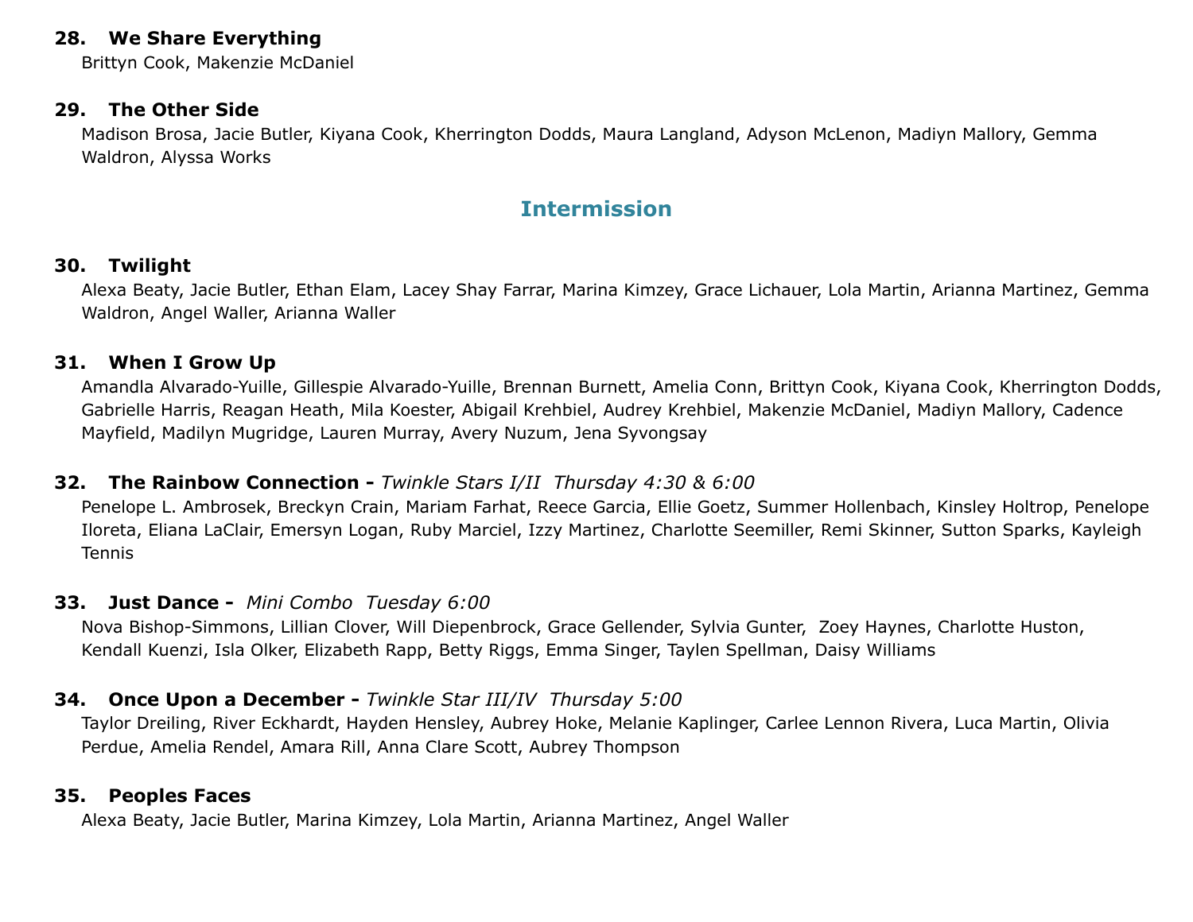**28. We Share Everything**
Brittyn Cook, Makenzie McDaniel

**29. The Other Side**
Madison Brosa, Jacie Butler, Kiyana Cook, Kherrington Dodds, Maura Langland, Adyson McLenon, Madiyn Mallory, Gemma Waldron, Alyssa Works

## Intermission

**30. Twilight**
Alexa Beaty, Jacie Butler, Ethan Elam, Lacey Shay Farrar, Marina Kimzey, Grace Lichauer, Lola Martin, Arianna Martinez, Gemma Waldron, Angel Waller, Arianna Waller

**31. When I Grow Up**
Amandla Alvarado-Yuille, Gillespie Alvarado-Yuille, Brennan Burnett, Amelia Conn, Brittyn Cook, Kiyana Cook, Kherrington Dodds, Gabrielle Harris, Reagan Heath, Mila Koester, Abigail Krehbiel, Audrey Krehbiel, Makenzie McDaniel, Madiyn Mallory, Cadence Mayfield, Madilyn Mugridge, Lauren Murray, Avery Nuzum, Jena Syvongsay

**32. The Rainbow Connection -** *Twinkle Stars I/II Thursday 4:30 & 6:00*
Penelope L. Ambrosek, Breckyn Crain, Mariam Farhat, Reece Garcia, Ellie Goetz, Summer Hollenbach, Kinsley Holtrop, Penelope Iloreta, Eliana LaClair, Emersyn Logan, Ruby Marciel, Izzy Martinez, Charlotte Seemiller, Remi Skinner, Sutton Sparks, Kayleigh Tennis

**33. Just Dance -** *Mini Combo Tuesday 6:00*
Nova Bishop-Simmons, Lillian Clover, Will Diepenbrock, Grace Gellender, Sylvia Gunter, Zoey Haynes, Charlotte Huston, Kendall Kuenzi, Isla Olker, Elizabeth Rapp, Betty Riggs, Emma Singer, Taylen Spellman, Daisy Williams

**34. Once Upon a December -** *Twinkle Star III/IV Thursday 5:00*
Taylor Dreiling, River Eckhardt, Hayden Hensley, Aubrey Hoke, Melanie Kaplinger, Carlee Lennon Rivera, Luca Martin, Olivia Perdue, Amelia Rendel, Amara Rill, Anna Clare Scott, Aubrey Thompson

**35. Peoples Faces**
Alexa Beaty, Jacie Butler, Marina Kimzey, Lola Martin, Arianna Martinez, Angel Waller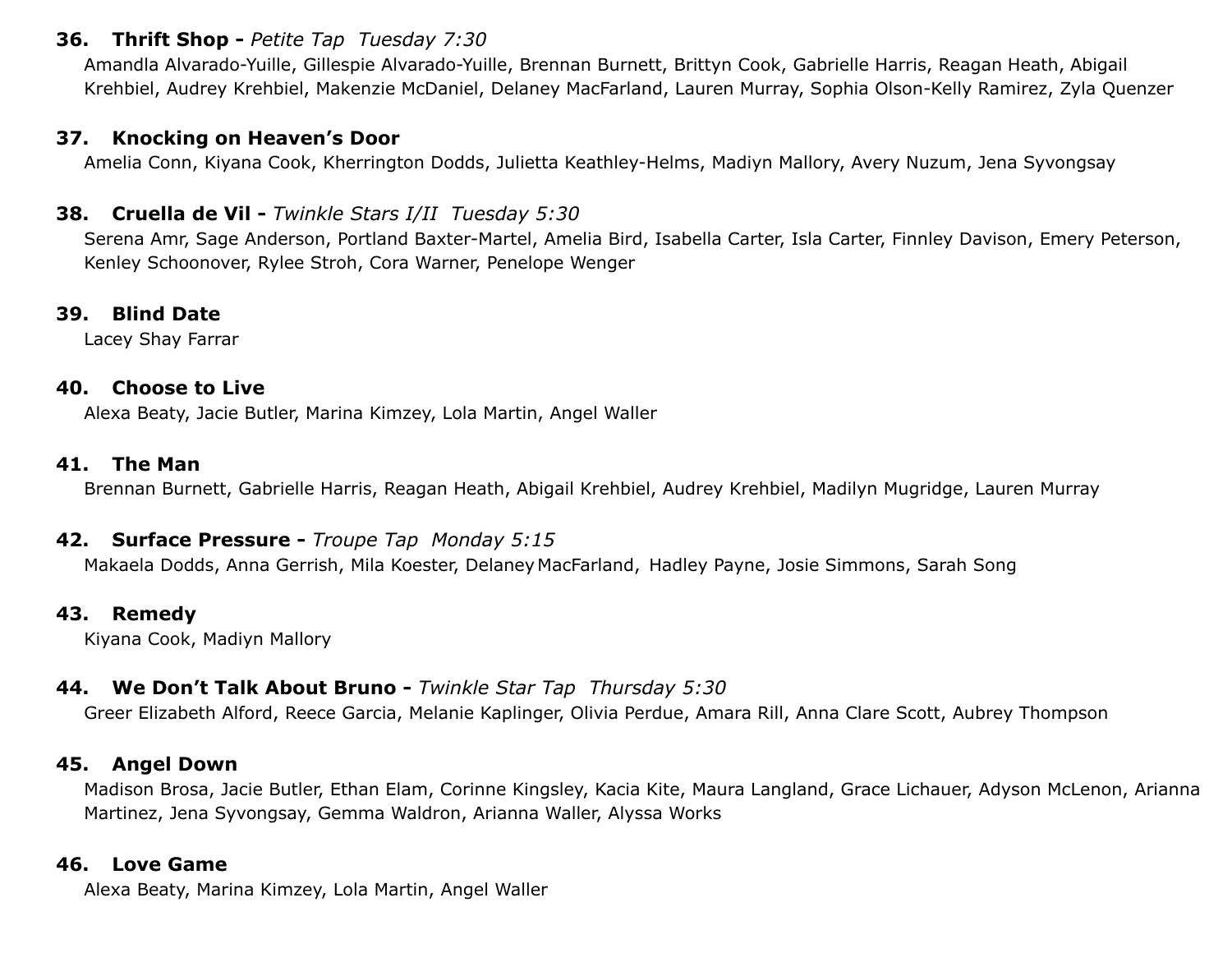**36. Thrift Shop -** *Petite Tap Tuesday 7:30*
Amandla Alvarado-Yuille, Gillespie Alvarado-Yuille, Brennan Burnett, Brittyn Cook, Gabrielle Harris, Reagan Heath, Abigail Krehbiel, Audrey Krehbiel, Makenzie McDaniel, Delaney MacFarland, Lauren Murray, Sophia Olson-Kelly Ramirez, Zyla Quenzer

**37. Knocking on Heaven's Door**
Amelia Conn, Kiyana Cook, Kherrington Dodds, Julietta Keathley-Helms, Madiyn Mallory, Avery Nuzum, Jena Syvongsay

**38. Cruella de Vil -** *Twinkle Stars I/II Tuesday 5:30*
Serena Amr, Sage Anderson, Portland Baxter-Martel, Amelia Bird, Isabella Carter, Isla Carter, Finnley Davison, Emery Peterson, Kenley Schoonover, Rylee Stroh, Cora Warner, Penelope Wenger

**39. Blind Date**
Lacey Shay Farrar

**40. Choose to Live**
Alexa Beaty, Jacie Butler, Marina Kimzey, Lola Martin, Angel Waller

**41. The Man**
Brennan Burnett, Gabrielle Harris, Reagan Heath, Abigail Krehbiel, Audrey Krehbiel, Madilyn Mugridge, Lauren Murray

**42. Surface Pressure -** *Troupe Tap Monday 5:15*
Makaela Dodds, Anna Gerrish, Mila Koester, Delaney MacFarland, Hadley Payne, Josie Simmons, Sarah Song

**43. Remedy**
Kiyana Cook, Madiyn Mallory

**44. We Don't Talk About Bruno -** *Twinkle Star Tap Thursday 5:30*
Greer Elizabeth Alford, Reece Garcia, Melanie Kaplinger, Olivia Perdue, Amara Rill, Anna Clare Scott, Aubrey Thompson

**45. Angel Down**
Madison Brosa, Jacie Butler, Ethan Elam, Corinne Kingsley, Kacia Kite, Maura Langland, Grace Lichauer, Adyson McLenon, Arianna Martinez, Jena Syvongsay, Gemma Waldron, Arianna Waller, Alyssa Works

**46. Love Game**
Alexa Beaty, Marina Kimzey, Lola Martin, Angel Waller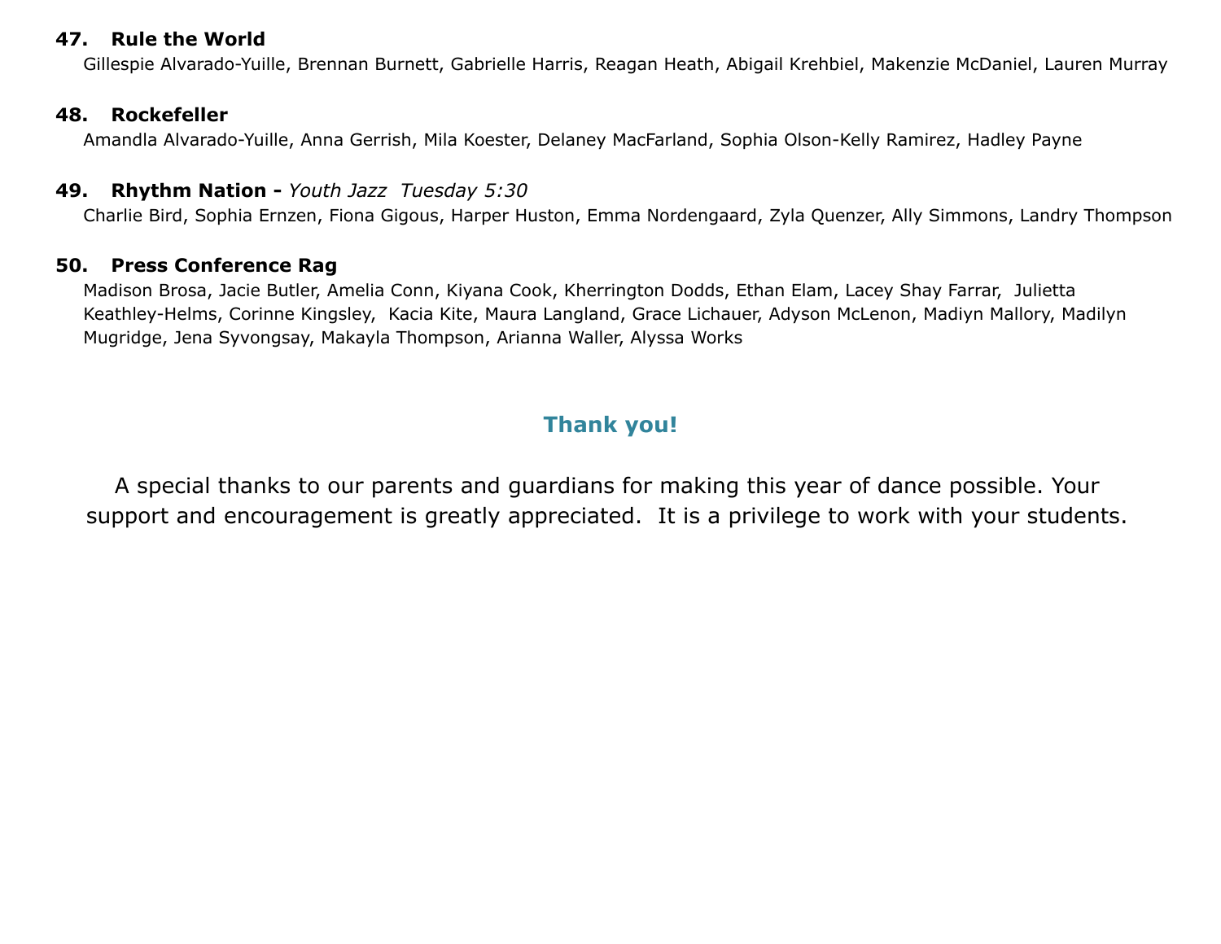**47. Rule the World**

Gillespie Alvarado-Yuille, Brennan Burnett, Gabrielle Harris, Reagan Heath, Abigail Krehbiel, Makenzie McDaniel, Lauren Murray

**48. Rockefeller**

Amandla Alvarado-Yuille, Anna Gerrish, Mila Koester, Delaney MacFarland, Sophia Olson-Kelly Ramirez, Hadley Payne

**49. Rhythm Nation -** *Youth Jazz Tuesday 5:30*

Charlie Bird, Sophia Ernzen, Fiona Gigous, Harper Huston, Emma Nordengaard, Zyla Quenzer, Ally Simmons, Landry Thompson

**50. Press Conference Rag**

Madison Brosa, Jacie Butler, Amelia Conn, Kiyana Cook, Kherrington Dodds, Ethan Elam, Lacey Shay Farrar, Julietta Keathley-Helms, Corinne Kingsley, Kacia Kite, Maura Langland, Grace Lichauer, Adyson McLenon, Madiyn Mallory, Madilyn Mugridge, Jena Syvongsay, Makayla Thompson, Arianna Waller, Alyssa Works

## Thank you!

A special thanks to our parents and guardians for making this year of dance possible. Your support and encouragement is greatly appreciated. It is a privilege to work with your students.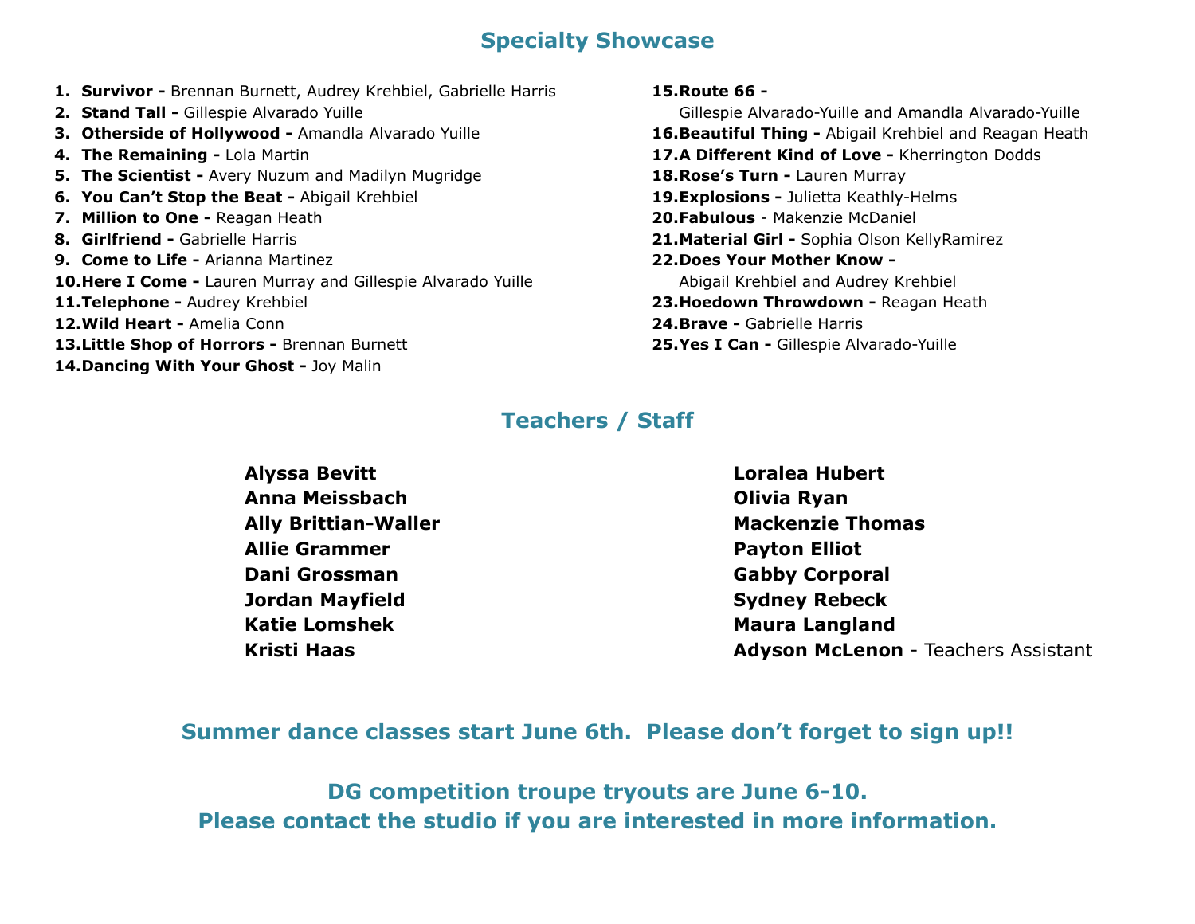## Specialty Showcase

1. **Survivor -** Brennan Burnett, Audrey Krehbiel, Gabrielle Harris
2. **Stand Tall -** Gillespie Alvarado Yuille
3. **Otherside of Hollywood -** Amandla Alvarado Yuille
4. **The Remaining -** Lola Martin
5. **The Scientist -** Avery Nuzum and Madilyn Mugridge
6. **You Can't Stop the Beat -** Abigail Krehbiel
7. **Million to One -** Reagan Heath
8. **Girlfriend -** Gabrielle Harris
9. **Come to Life -** Arianna Martinez
10. **Here I Come -** Lauren Murray and Gillespie Alvarado Yuille
11. **Telephone -** Audrey Krehbiel
12. **Wild Heart -** Amelia Conn
13. **Little Shop of Horrors -** Brennan Burnett
14. **Dancing With Your Ghost -** Joy Malin
15. **Route 66 -** Gillespie Alvarado-Yuille and Amandla Alvarado-Yuille
16. **Beautiful Thing -** Abigail Krehbiel and Reagan Heath
17. **A Different Kind of Love -** Kherrington Dodds
18. **Rose's Turn -** Lauren Murray
19. **Explosions -** Julietta Keathly-Helms
20. **Fabulous** - Makenzie McDaniel
21. **Material Girl -** Sophia Olson KellyRamirez
22. **Does Your Mother Know -** Abigail Krehbiel and Audrey Krehbiel
23. **Hoedown Throwdown -** Reagan Heath
24. **Brave -** Gabrielle Harris
25. **Yes I Can -** Gillespie Alvarado-Yuille

## Teachers / Staff

**Alyssa Bevitt**
**Anna Meissbach**
**Ally Brittian-Waller**
**Allie Grammer**
**Dani Grossman**
**Jordan Mayfield**
**Katie Lomshek**
**Kristi Haas**
**Loralea Hubert**
**Olivia Ryan**
**Mackenzie Thomas**
**Payton Elliot**
**Gabby Corporal**
**Sydney Rebeck**
**Maura Langland**
**Adyson McLenon** - Teachers Assistant

**Summer dance classes start June 6th. Please don't forget to sign up!!**

**DG competition troupe tryouts are June 6-10.**
**Please contact the studio if you are interested in more information.**